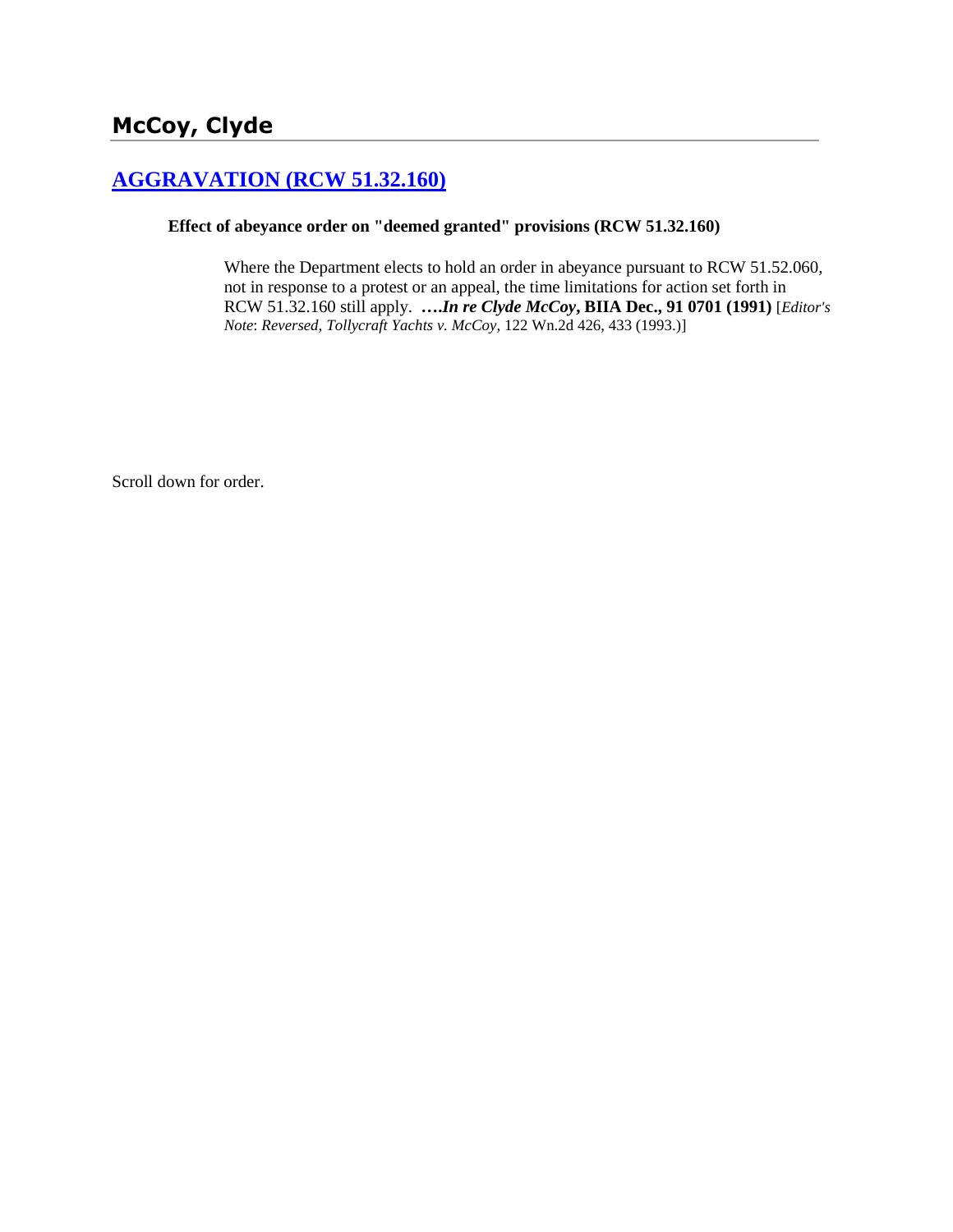## McCoy, Clyde

### [AGGRAVATION (RCW 51.32.160)]

**Effect of abeyance order on "deemed granted" provisions (RCW 51.32.160)**

Where the Department elects to hold an order in abeyance pursuant to RCW 51.52.060, not in response to a protest or an appeal, the time limitations for action set forth in RCW 51.32.160 still apply. ***….In re Clyde McCoy*, BIIA Dec., 91 0701 (1991)** [*Editor's Note*: *Reversed, Tollycraft Yachts v. McCoy*, 122 Wn.2d 426, 433 (1993).]

Scroll down for order.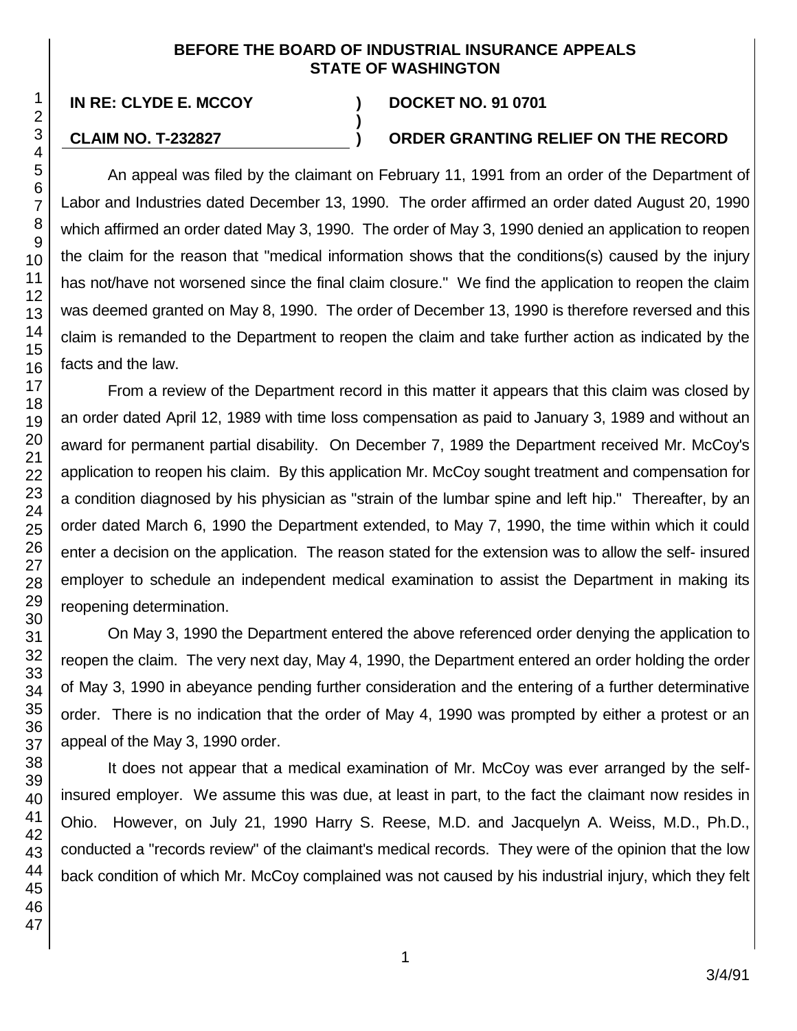**BEFORE THE BOARD OF INDUSTRIAL INSURANCE APPEALS**
**STATE OF WASHINGTON**

**IN RE: CLYDE E. MCCOY** ) **DOCKET NO. 91 0701**
)
**CLAIM NO. T-232827** ) **ORDER GRANTING RELIEF ON THE RECORD**

An appeal was filed by the claimant on February 11, 1991 from an order of the Department of Labor and Industries dated December 13, 1990. The order affirmed an order dated August 20, 1990 which affirmed an order dated May 3, 1990. The order of May 3, 1990 denied an application to reopen the claim for the reason that "medical information shows that the conditions(s) caused by the injury has not/have not worsened since the final claim closure." We find the application to reopen the claim was deemed granted on May 8, 1990. The order of December 13, 1990 is therefore reversed and this claim is remanded to the Department to reopen the claim and take further action as indicated by the facts and the law.

From a review of the Department record in this matter it appears that this claim was closed by an order dated April 12, 1989 with time loss compensation as paid to January 3, 1989 and without an award for permanent partial disability. On December 7, 1989 the Department received Mr. McCoy's application to reopen his claim. By this application Mr. McCoy sought treatment and compensation for a condition diagnosed by his physician as "strain of the lumbar spine and left hip." Thereafter, by an order dated March 6, 1990 the Department extended, to May 7, 1990, the time within which it could enter a decision on the application. The reason stated for the extension was to allow the self- insured employer to schedule an independent medical examination to assist the Department in making its reopening determination.

On May 3, 1990 the Department entered the above referenced order denying the application to reopen the claim. The very next day, May 4, 1990, the Department entered an order holding the order of May 3, 1990 in abeyance pending further consideration and the entering of a further determinative order. There is no indication that the order of May 4, 1990 was prompted by either a protest or an appeal of the May 3, 1990 order.

It does not appear that a medical examination of Mr. McCoy was ever arranged by the self-insured employer. We assume this was due, at least in part, to the fact the claimant now resides in Ohio. However, on July 21, 1990 Harry S. Reese, M.D. and Jacquelyn A. Weiss, M.D., Ph.D., conducted a "records review" of the claimant's medical records. They were of the opinion that the low back condition of which Mr. McCoy complained was not caused by his industrial injury, which they felt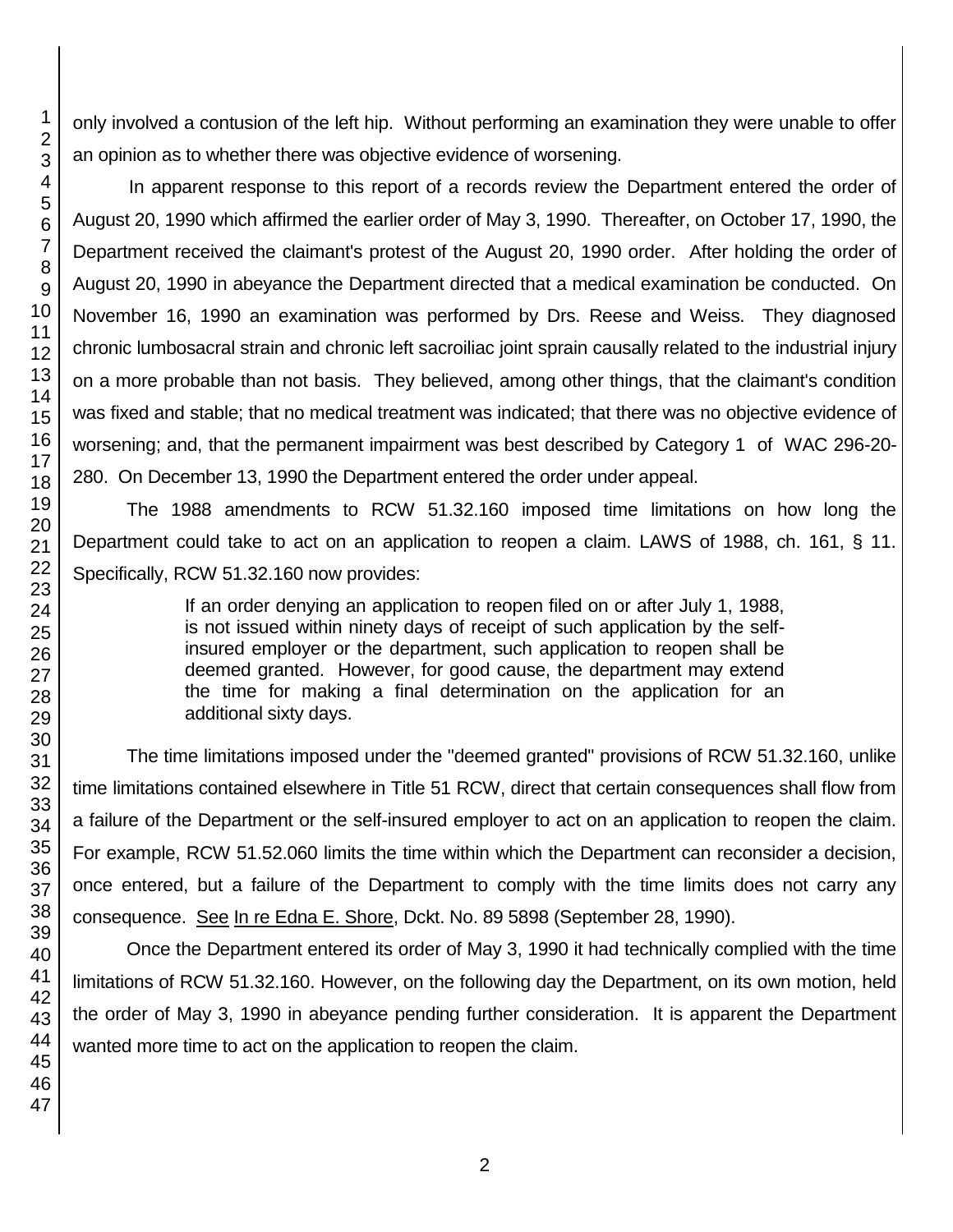only involved a contusion of the left hip. Without performing an examination they were unable to offer an opinion as to whether there was objective evidence of worsening.

In apparent response to this report of a records review the Department entered the order of August 20, 1990 which affirmed the earlier order of May 3, 1990. Thereafter, on October 17, 1990, the Department received the claimant's protest of the August 20, 1990 order. After holding the order of August 20, 1990 in abeyance the Department directed that a medical examination be conducted. On November 16, 1990 an examination was performed by Drs. Reese and Weiss. They diagnosed chronic lumbosacral strain and chronic left sacroiliac joint sprain causally related to the industrial injury on a more probable than not basis. They believed, among other things, that the claimant's condition was fixed and stable; that no medical treatment was indicated; that there was no objective evidence of worsening; and, that the permanent impairment was best described by Category 1 of WAC 296-20-280. On December 13, 1990 the Department entered the order under appeal.

The 1988 amendments to RCW 51.32.160 imposed time limitations on how long the Department could take to act on an application to reopen a claim. LAWS of 1988, ch. 161, § 11. Specifically, RCW 51.32.160 now provides:

> If an order denying an application to reopen filed on or after July 1, 1988, is not issued within ninety days of receipt of such application by the self-insured employer or the department, such application to reopen shall be deemed granted. However, for good cause, the department may extend the time for making a final determination on the application for an additional sixty days.

The time limitations imposed under the "deemed granted" provisions of RCW 51.32.160, unlike time limitations contained elsewhere in Title 51 RCW, direct that certain consequences shall flow from a failure of the Department or the self-insured employer to act on an application to reopen the claim. For example, RCW 51.52.060 limits the time within which the Department can reconsider a decision, once entered, but a failure of the Department to comply with the time limits does not carry any consequence. See In re Edna E. Shore, Dckt. No. 89 5898 (September 28, 1990).

Once the Department entered its order of May 3, 1990 it had technically complied with the time limitations of RCW 51.32.160. However, on the following day the Department, on its own motion, held the order of May 3, 1990 in abeyance pending further consideration. It is apparent the Department wanted more time to act on the application to reopen the claim.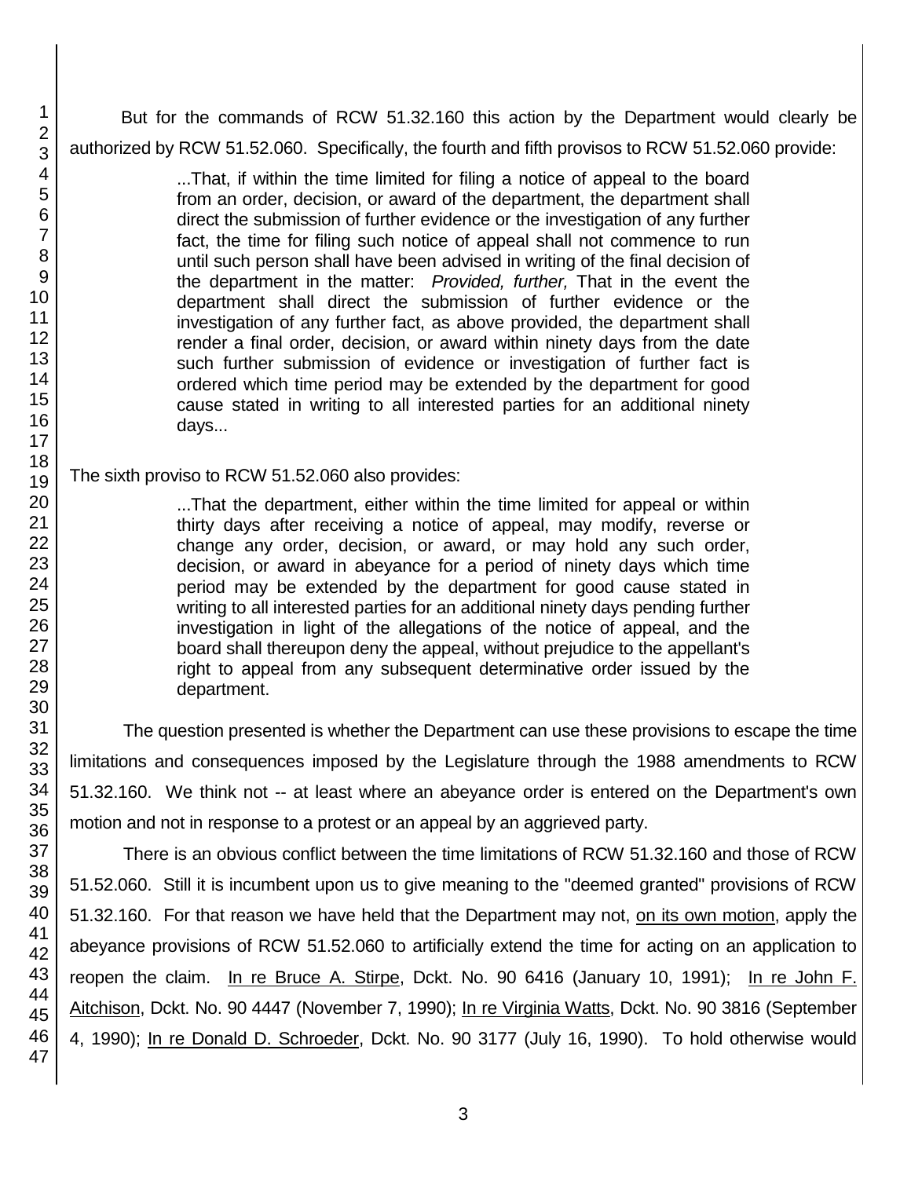But for the commands of RCW 51.32.160 this action by the Department would clearly be authorized by RCW 51.52.060. Specifically, the fourth and fifth provisos to RCW 51.52.060 provide:

> ...That, if within the time limited for filing a notice of appeal to the board from an order, decision, or award of the department, the department shall direct the submission of further evidence or the investigation of any further fact, the time for filing such notice of appeal shall not commence to run until such person shall have been advised in writing of the final decision of the department in the matter: *Provided, further,* That in the event the department shall direct the submission of further evidence or the investigation of any further fact, as above provided, the department shall render a final order, decision, or award within ninety days from the date such further submission of evidence or investigation of further fact is ordered which time period may be extended by the department for good cause stated in writing to all interested parties for an additional ninety days...

The sixth proviso to RCW 51.52.060 also provides:

> ...That the department, either within the time limited for appeal or within thirty days after receiving a notice of appeal, may modify, reverse or change any order, decision, or award, or may hold any such order, decision, or award in abeyance for a period of ninety days which time period may be extended by the department for good cause stated in writing to all interested parties for an additional ninety days pending further investigation in light of the allegations of the notice of appeal, and the board shall thereupon deny the appeal, without prejudice to the appellant's right to appeal from any subsequent determinative order issued by the department.

The question presented is whether the Department can use these provisions to escape the time limitations and consequences imposed by the Legislature through the 1988 amendments to RCW 51.32.160. We think not -- at least where an abeyance order is entered on the Department's own motion and not in response to a protest or an appeal by an aggrieved party.

There is an obvious conflict between the time limitations of RCW 51.32.160 and those of RCW 51.52.060. Still it is incumbent upon us to give meaning to the "deemed granted" provisions of RCW 51.32.160. For that reason we have held that the Department may not, <u>on its own motion</u>, apply the abeyance provisions of RCW 51.52.060 to artificially extend the time for acting on an application to reopen the claim. <u>In re Bruce A. Stirpe</u>, Dckt. No. 90 6416 (January 10, 1991); <u>In re John F. Aitchison</u>, Dckt. No. 90 4447 (November 7, 1990); <u>In re Virginia Watts</u>, Dckt. No. 90 3816 (September 4, 1990); <u>In re Donald D. Schroeder</u>, Dckt. No. 90 3177 (July 16, 1990). To hold otherwise would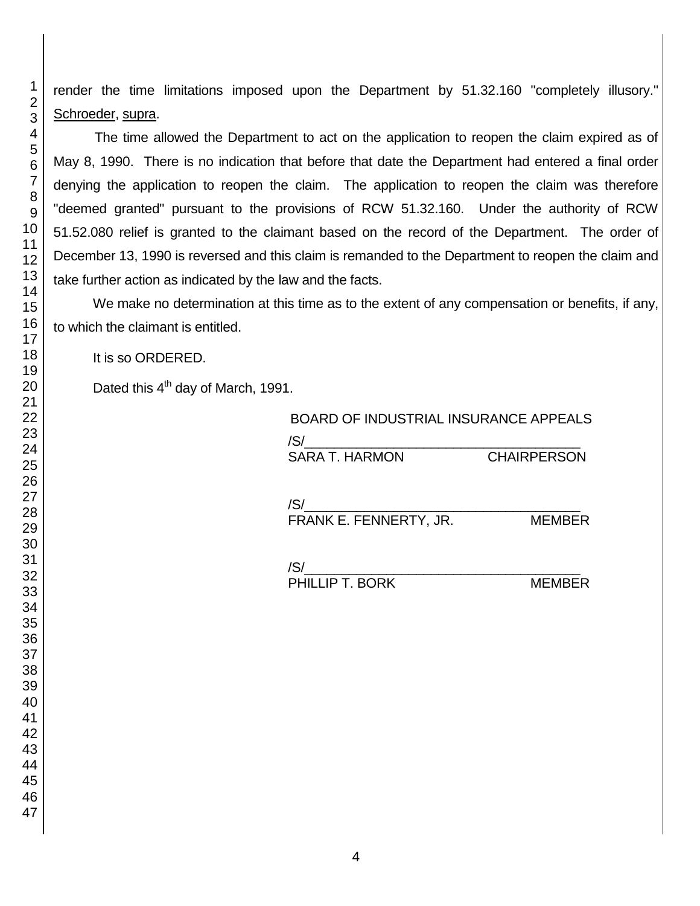render the time limitations imposed upon the Department by 51.32.160 "completely illusory." Schroeder, supra.

The time allowed the Department to act on the application to reopen the claim expired as of May 8, 1990. There is no indication that before that date the Department had entered a final order denying the application to reopen the claim. The application to reopen the claim was therefore "deemed granted" pursuant to the provisions of RCW 51.32.160. Under the authority of RCW 51.52.080 relief is granted to the claimant based on the record of the Department. The order of December 13, 1990 is reversed and this claim is remanded to the Department to reopen the claim and take further action as indicated by the law and the facts.

We make no determination at this time as to the extent of any compensation or benefits, if any, to which the claimant is entitled.

It is so ORDERED.

Dated this 4th day of March, 1991.

BOARD OF INDUSTRIAL INSURANCE APPEALS

/S/\_\_\_\_\_\_\_\_\_\_\_\_\_\_\_\_\_\_\_\_\_\_\_\_\_\_\_\_\_\_\_\_\_\_\_\_\_\_
SARA T. HARMON CHAIRPERSON

/S/\_\_\_\_\_\_\_\_\_\_\_\_\_\_\_\_\_\_\_\_\_\_\_\_\_\_\_\_\_\_\_\_\_\_\_\_\_\_
FRANK E. FENNERTY, JR. MEMBER

/S/\_\_\_\_\_\_\_\_\_\_\_\_\_\_\_\_\_\_\_\_\_\_\_\_\_\_\_\_\_\_\_\_\_\_\_\_\_\_
PHILLIP T. BORK MEMBER